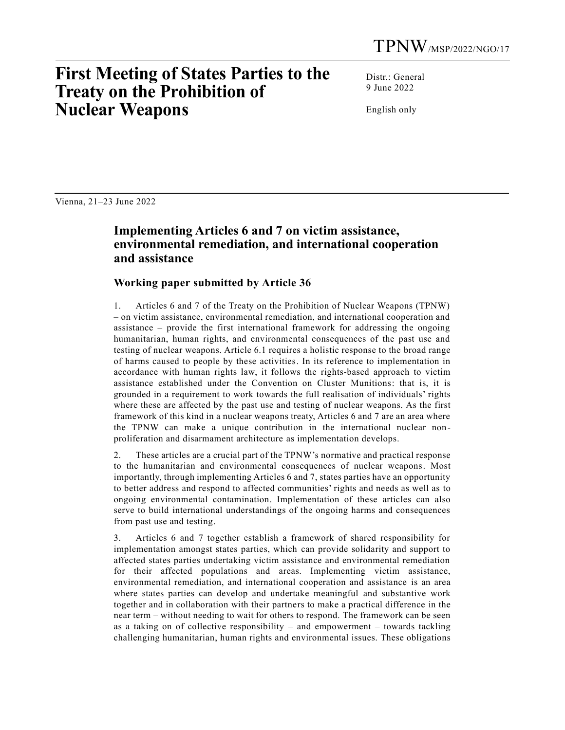TPNW/MSP/2022/NGO/17

# First Meeting of States Parties to the Treaty on the Prohibition of Nuclear Weapons

Distr.: General
9 June 2022

English only

Vienna, 21–23 June 2022

## Implementing Articles 6 and 7 on victim assistance, environmental remediation, and international cooperation and assistance

### Working paper submitted by Article 36

1. Articles 6 and 7 of the Treaty on the Prohibition of Nuclear Weapons (TPNW) – on victim assistance, environmental remediation, and international cooperation and assistance – provide the first international framework for addressing the ongoing humanitarian, human rights, and environmental consequences of the past use and testing of nuclear weapons. Article 6.1 requires a holistic response to the broad range of harms caused to people by these activities. In its reference to implementation in accordance with human rights law, it follows the rights-based approach to victim assistance established under the Convention on Cluster Munitions: that is, it is grounded in a requirement to work towards the full realisation of individuals' rights where these are affected by the past use and testing of nuclear weapons. As the first framework of this kind in a nuclear weapons treaty, Articles 6 and 7 are an area where the TPNW can make a unique contribution in the international nuclear non-proliferation and disarmament architecture as implementation develops.

2. These articles are a crucial part of the TPNW's normative and practical response to the humanitarian and environmental consequences of nuclear weapons. Most importantly, through implementing Articles 6 and 7, states parties have an opportunity to better address and respond to affected communities' rights and needs as well as to ongoing environmental contamination. Implementation of these articles can also serve to build international understandings of the ongoing harms and consequences from past use and testing.

3. Articles 6 and 7 together establish a framework of shared responsibility for implementation amongst states parties, which can provide solidarity and support to affected states parties undertaking victim assistance and environmental remediation for their affected populations and areas. Implementing victim assistance, environmental remediation, and international cooperation and assistance is an area where states parties can develop and undertake meaningful and substantive work together and in collaboration with their partners to make a practical difference in the near term – without needing to wait for others to respond. The framework can be seen as a taking on of collective responsibility – and empowerment – towards tackling challenging humanitarian, human rights and environmental issues. These obligations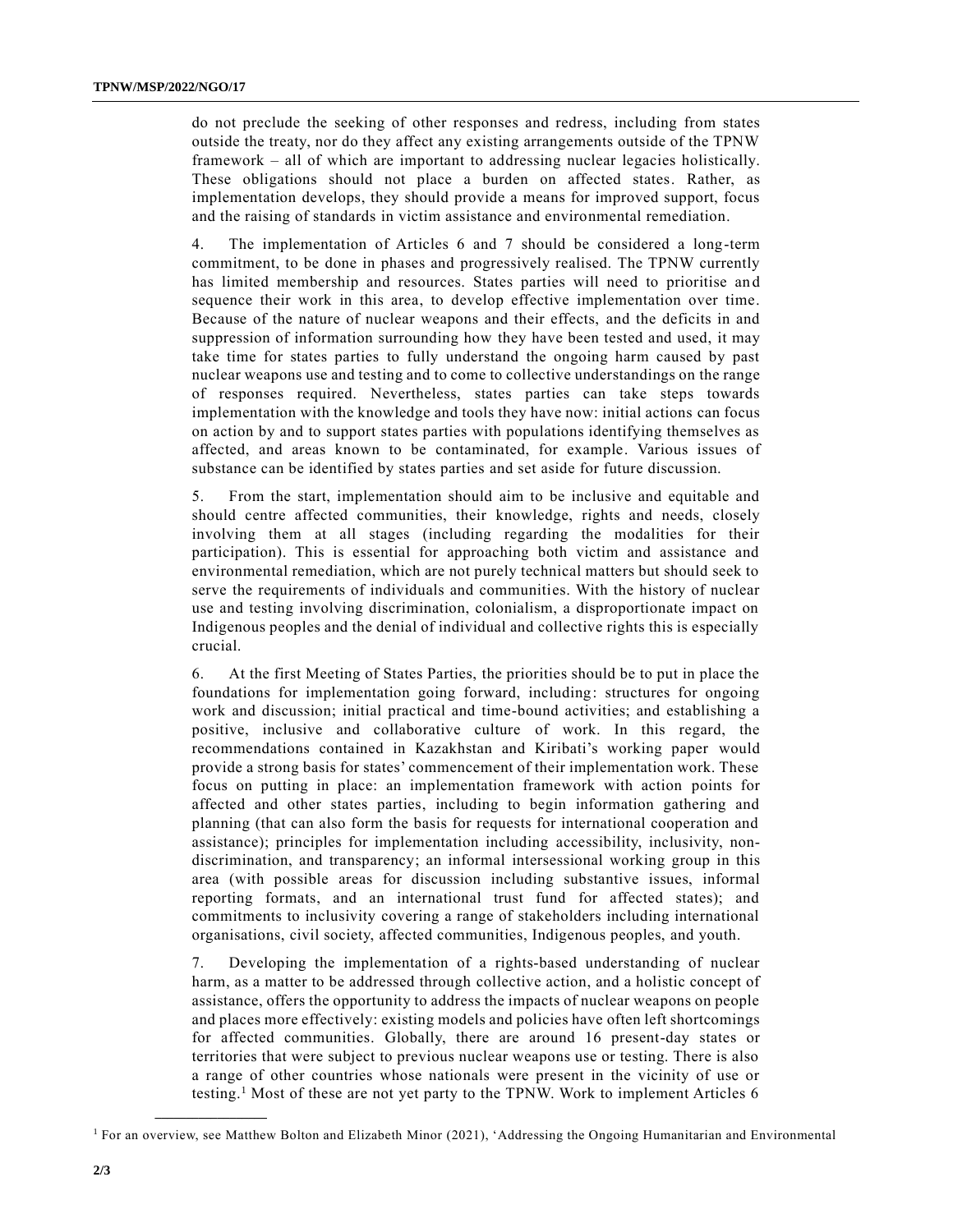do not preclude the seeking of other responses and redress, including from states outside the treaty, nor do they affect any existing arrangements outside of the TPNW framework – all of which are important to addressing nuclear legacies holistically. These obligations should not place a burden on affected states. Rather, as implementation develops, they should provide a means for improved support, focus and the raising of standards in victim assistance and environmental remediation.

4. The implementation of Articles 6 and 7 should be considered a long-term commitment, to be done in phases and progressively realised. The TPNW currently has limited membership and resources. States parties will need to prioritise and sequence their work in this area, to develop effective implementation over time. Because of the nature of nuclear weapons and their effects, and the deficits in and suppression of information surrounding how they have been tested and used, it may take time for states parties to fully understand the ongoing harm caused by past nuclear weapons use and testing and to come to collective understandings on the range of responses required. Nevertheless, states parties can take steps towards implementation with the knowledge and tools they have now: initial actions can focus on action by and to support states parties with populations identifying themselves as affected, and areas known to be contaminated, for example. Various issues of substance can be identified by states parties and set aside for future discussion.

5. From the start, implementation should aim to be inclusive and equitable and should centre affected communities, their knowledge, rights and needs, closely involving them at all stages (including regarding the modalities for their participation). This is essential for approaching both victim and assistance and environmental remediation, which are not purely technical matters but should seek to serve the requirements of individuals and communities. With the history of nuclear use and testing involving discrimination, colonialism, a disproportionate impact on Indigenous peoples and the denial of individual and collective rights this is especially crucial.

6. At the first Meeting of States Parties, the priorities should be to put in place the foundations for implementation going forward, including: structures for ongoing work and discussion; initial practical and time-bound activities; and establishing a positive, inclusive and collaborative culture of work. In this regard, the recommendations contained in Kazakhstan and Kiribati's working paper would provide a strong basis for states' commencement of their implementation work. These focus on putting in place: an implementation framework with action points for affected and other states parties, including to begin information gathering and planning (that can also form the basis for requests for international cooperation and assistance); principles for implementation including accessibility, inclusivity, non-discrimination, and transparency; an informal intersessional working group in this area (with possible areas for discussion including substantive issues, informal reporting formats, and an international trust fund for affected states); and commitments to inclusivity covering a range of stakeholders including international organisations, civil society, affected communities, Indigenous peoples, and youth.

7. Developing the implementation of a rights-based understanding of nuclear harm, as a matter to be addressed through collective action, and a holistic concept of assistance, offers the opportunity to address the impacts of nuclear weapons on people and places more effectively: existing models and policies have often left shortcomings for affected communities. Globally, there are around 16 present-day states or territories that were subject to previous nuclear weapons use or testing. There is also a range of other countries whose nationals were present in the vicinity of use or testing.[1] Most of these are not yet party to the TPNW. Work to implement Articles 6

[1] For an overview, see Matthew Bolton and Elizabeth Minor (2021), 'Addressing the Ongoing Humanitarian and Environmental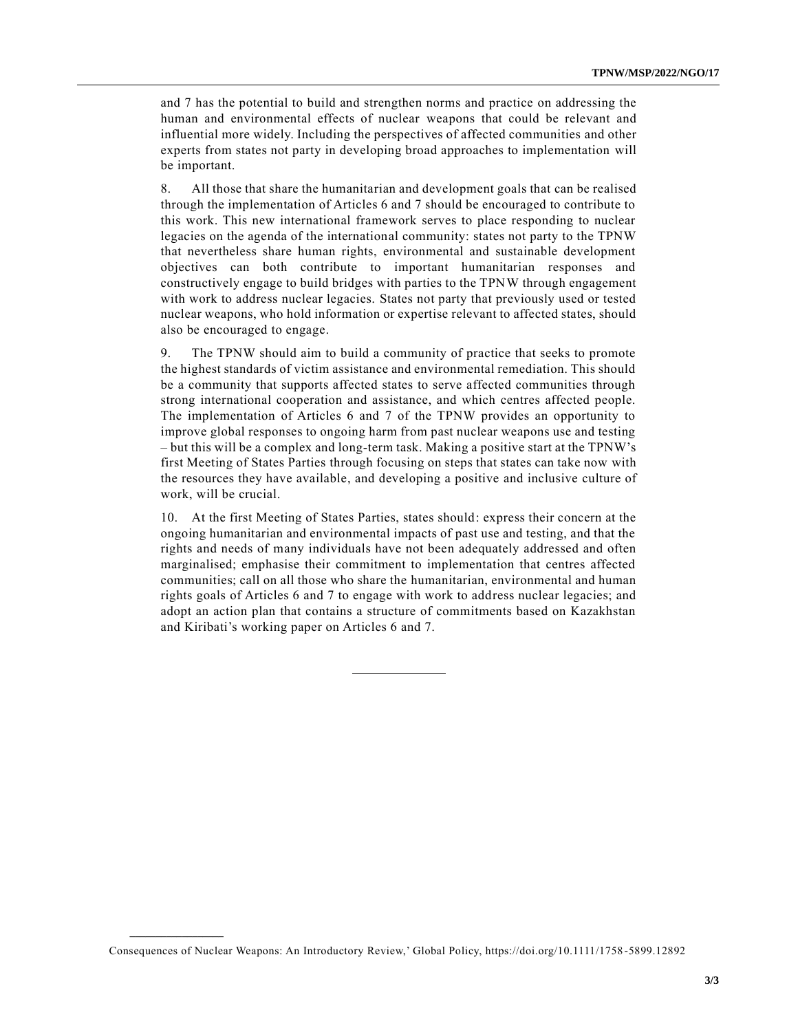and 7 has the potential to build and strengthen norms and practice on addressing the human and environmental effects of nuclear weapons that could be relevant and influential more widely. Including the perspectives of affected communities and other experts from states not party in developing broad approaches to implementation will be important.

8. All those that share the humanitarian and development goals that can be realised through the implementation of Articles 6 and 7 should be encouraged to contribute to this work. This new international framework serves to place responding to nuclear legacies on the agenda of the international community: states not party to the TPNW that nevertheless share human rights, environmental and sustainable development objectives can both contribute to important humanitarian responses and constructively engage to build bridges with parties to the TPNW through engagement with work to address nuclear legacies. States not party that previously used or tested nuclear weapons, who hold information or expertise relevant to affected states, should also be encouraged to engage.

9. The TPNW should aim to build a community of practice that seeks to promote the highest standards of victim assistance and environmental remediation. This should be a community that supports affected states to serve affected communities through strong international cooperation and assistance, and which centres affected people. The implementation of Articles 6 and 7 of the TPNW provides an opportunity to improve global responses to ongoing harm from past nuclear weapons use and testing – but this will be a complex and long-term task. Making a positive start at the TPNW's first Meeting of States Parties through focusing on steps that states can take now with the resources they have available, and developing a positive and inclusive culture of work, will be crucial.

10. At the first Meeting of States Parties, states should: express their concern at the ongoing humanitarian and environmental impacts of past use and testing, and that the rights and needs of many individuals have not been adequately addressed and often marginalised; emphasise their commitment to implementation that centres affected communities; call on all those who share the humanitarian, environmental and human rights goals of Articles 6 and 7 to engage with work to address nuclear legacies; and adopt an action plan that contains a structure of commitments based on Kazakhstan and Kiribati's working paper on Articles 6 and 7.

---

Consequences of Nuclear Weapons: An Introductory Review,' Global Policy, https://doi.org/10.1111/1758-5899.12892